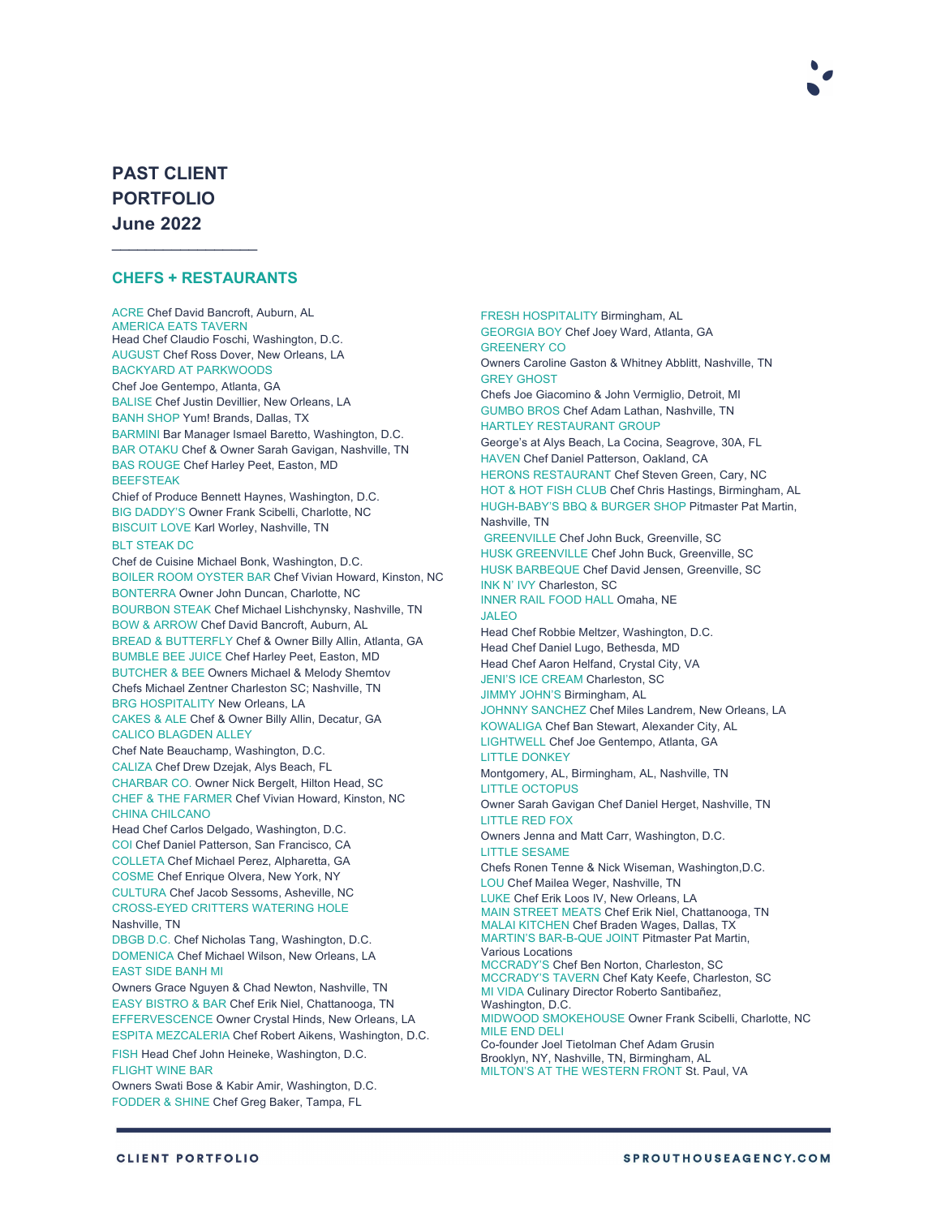# PAST CLIENT PORTFOLIO June 2022

## CHEFS + RESTAURANTS

ACRE Chef David Bancroft, Auburn, AL
AMERICA EATS TAVERN
Head Chef Claudio Foschi, Washington, D.C.
AUGUST Chef Ross Dover, New Orleans, LA
BACKYARD AT PARKWOODS
Chef Joe Gentempo, Atlanta, GA
BALISE Chef Justin Devillier, New Orleans, LA
BANH SHOP Yum! Brands, Dallas, TX
BARMINI Bar Manager Ismael Baretto, Washington, D.C.
BAR OTAKU Chef & Owner Sarah Gavigan, Nashville, TN
BAS ROUGE Chef Harley Peet, Easton, MD
BEEFSTEAK
Chief of Produce Bennett Haynes, Washington, D.C.
BIG DADDY'S Owner Frank Scibelli, Charlotte, NC
BISCUIT LOVE Karl Worley, Nashville, TN
BLT STEAK DC
Chef de Cuisine Michael Bonk, Washington, D.C.
BOILER ROOM OYSTER BAR Chef Vivian Howard, Kinston, NC
BONTERRA Owner John Duncan, Charlotte, NC
BOURBON STEAK Chef Michael Lishchynsky, Nashville, TN
BOW & ARROW Chef David Bancroft, Auburn, AL
BREAD & BUTTERFLY Chef & Owner Billy Allin, Atlanta, GA
BUMBLE BEE JUICE Chef Harley Peet, Easton, MD
BUTCHER & BEE Owners Michael & Melody Shemtov
Chefs Michael Zentner Charleston SC; Nashville, TN
BRG HOSPITALITY New Orleans, LA
CAKES & ALE Chef & Owner Billy Allin, Decatur, GA
CALICO BLAGDEN ALLEY
Chef Nate Beauchamp, Washington, D.C.
CALIZA Chef Drew Dzejak, Alys Beach, FL
CHARBAR CO. Owner Nick Bergelt, Hilton Head, SC
CHEF & THE FARMER Chef Vivian Howard, Kinston, NC
CHINA CHILCANO
Head Chef Carlos Delgado, Washington, D.C.
COI Chef Daniel Patterson, San Francisco, CA
COLLETA Chef Michael Perez, Alpharetta, GA
COSME Chef Enrique Olvera, New York, NY
CULTURA Chef Jacob Sessoms, Asheville, NC
CROSS-EYED CRITTERS WATERING HOLE
Nashville, TN
DBGB D.C. Chef Nicholas Tang, Washington, D.C.
DOMENICA Chef Michael Wilson, New Orleans, LA
EAST SIDE BANH MI
Owners Grace Nguyen & Chad Newton, Nashville, TN
EASY BISTRO & BAR Chef Erik Niel, Chattanooga, TN
EFFERVESCENCE Owner Crystal Hinds, New Orleans, LA
ESPITA MEZCALERIA Chef Robert Aikens, Washington, D.C.
FISH Head Chef John Heineke, Washington, D.C.
FLIGHT WINE BAR
Owners Swati Bose & Kabir Amir, Washington, D.C.
FODDER & SHINE Chef Greg Baker, Tampa, FL
FRESH HOSPITALITY Birmingham, AL
GEORGIA BOY Chef Joey Ward, Atlanta, GA
GREENERY CO
Owners Caroline Gaston & Whitney Abblitt, Nashville, TN
GREY GHOST
Chefs Joe Giacomino & John Vermiglio, Detroit, MI
GUMBO BROS Chef Adam Lathan, Nashville, TN
HARTLEY RESTAURANT GROUP
George's at Alys Beach, La Cocina, Seagrove, 30A, FL
HAVEN Chef Daniel Patterson, Oakland, CA
HERONS RESTAURANT Chef Steven Green, Cary, NC
HOT & HOT FISH CLUB Chef Chris Hastings, Birmingham, AL
HUGH-BABY'S BBQ & BURGER SHOP Pitmaster Pat Martin, Nashville, TN
GREENVILLE Chef John Buck, Greenville, SC
HUSK GREENVILLE Chef John Buck, Greenville, SC
HUSK BARBEQUE Chef David Jensen, Greenville, SC
INK N' IVY Charleston, SC
INNER RAIL FOOD HALL Omaha, NE
JALEO
Head Chef Robbie Meltzer, Washington, D.C.
Head Chef Daniel Lugo, Bethesda, MD
Head Chef Aaron Helfand, Crystal City, VA
JENI'S ICE CREAM Charleston, SC
JIMMY JOHN'S Birmingham, AL
JOHNNY SANCHEZ Chef Miles Landrem, New Orleans, LA
KOWALIGA Chef Ban Stewart, Alexander City, AL
LIGHTWELL Chef Joe Gentempo, Atlanta, GA
LITTLE DONKEY
Montgomery, AL, Birmingham, AL, Nashville, TN
LITTLE OCTOPUS
Owner Sarah Gavigan Chef Daniel Herget, Nashville, TN
LITTLE RED FOX
Owners Jenna and Matt Carr, Washington, D.C.
LITTLE SESAME
Chefs Ronen Tenne & Nick Wiseman, Washington,D.C.
LOU Chef Mailea Weger, Nashville, TN
LUKE Chef Erik Loos IV, New Orleans, LA
MAIN STREET MEATS Chef Erik Niel, Chattanooga, TN
MALAI KITCHEN Chef Braden Wages, Dallas, TX
MARTIN'S BAR-B-QUE JOINT Pitmaster Pat Martin,
Various Locations
MCCRADY'S Chef Ben Norton, Charleston, SC
MCCRADY'S TAVERN Chef Katy Keefe, Charleston, SC
MI VIDA Culinary Director Roberto Santibañez,
Washington, D.C.
MIDWOOD SMOKEHOUSE Owner Frank Scibelli, Charlotte, NC
MILE END DELI
Co-founder Joel Tietolman Chef Adam Grusin
Brooklyn, NY, Nashville, TN, Birmingham, AL
MILTON'S AT THE WESTERN FRONT St. Paul, VA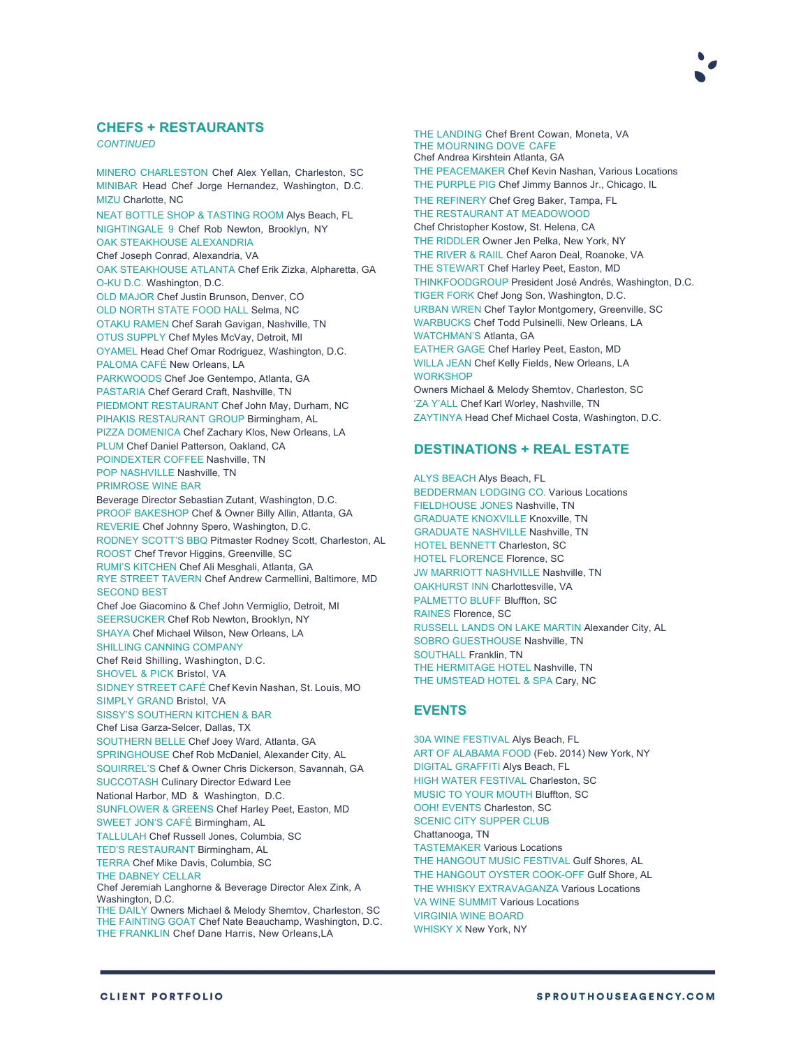## CHEFS + RESTAURANTS

*CONTINUED*

MINERO CHARLESTON Chef Alex Yellan, Charleston, SC
MINIBAR Head Chef Jorge Hernandez, Washington, D.C.
MIZU Charlotte, NC
NEAT BOTTLE SHOP & TASTING ROOM Alys Beach, FL
NIGHTINGALE 9 Chef Rob Newton, Brooklyn, NY
OAK STEAKHOUSE ALEXANDRIA
Chef Joseph Conrad, Alexandria, VA
OAK STEAKHOUSE ATLANTA Chef Erik Zizka, Alpharetta, GA
O-KU D.C. Washington, D.C.
OLD MAJOR Chef Justin Brunson, Denver, CO
OLD NORTH STATE FOOD HALL Selma, NC
OTAKU RAMEN Chef Sarah Gavigan, Nashville, TN
OTUS SUPPLY Chef Myles McVay, Detroit, MI
OYAMEL Head Chef Omar Rodriguez, Washington, D.C.
PALOMA CAFÉ New Orleans, LA
PARKWOODS Chef Joe Gentempo, Atlanta, GA
PASTARIA Chef Gerard Craft, Nashville, TN
PIEDMONT RESTAURANT Chef John May, Durham, NC
PIHAKIS RESTAURANT GROUP Birmingham, AL
PIZZA DOMENICA Chef Zachary Klos, New Orleans, LA
PLUM Chef Daniel Patterson, Oakland, CA
POINDEXTER COFFEE Nashville, TN
POP NASHVILLE Nashville, TN
PRIMROSE WINE BAR
Beverage Director Sebastian Zutant, Washington, D.C.
PROOF BAKESHOP Chef & Owner Billy Allin, Atlanta, GA
REVERIE Chef Johnny Spero, Washington, D.C.
RODNEY SCOTT'S BBQ Pitmaster Rodney Scott, Charleston, AL
ROOST Chef Trevor Higgins, Greenville, SC
RUMI'S KITCHEN Chef Ali Mesghali, Atlanta, GA
RYE STREET TAVERN Chef Andrew Carmellini, Baltimore, MD
SECOND BEST
Chef Joe Giacomino & Chef John Vermiglio, Detroit, MI
SEERSUCKER Chef Rob Newton, Brooklyn, NY
SHAYA Chef Michael Wilson, New Orleans, LA
SHILLING CANNING COMPANY
Chef Reid Shilling, Washington, D.C.
SHOVEL & PICK Bristol, VA
SIDNEY STREET CAFÉ Chef Kevin Nashan, St. Louis, MO
SIMPLY GRAND Bristol, VA
SISSY'S SOUTHERN KITCHEN & BAR
Chef Lisa Garza-Selcer, Dallas, TX
SOUTHERN BELLE Chef Joey Ward, Atlanta, GA
SPRINGHOUSE Chef Rob McDaniel, Alexander City, AL
SQUIRREL'S Chef & Owner Chris Dickerson, Savannah, GA
SUCCOTASH Culinary Director Edward Lee
National Harbor, MD & Washington, D.C.
SUNFLOWER & GREENS Chef Harley Peet, Easton, MD
SWEET JON'S CAFÉ Birmingham, AL
TALLULAH Chef Russell Jones, Columbia, SC
TED'S RESTAURANT Birmingham, AL
TERRA Chef Mike Davis, Columbia, SC
THE DABNEY CELLAR
Chef Jeremiah Langhorne & Beverage Director Alex Zink, A Washington, D.C.
THE DAILY Owners Michael & Melody Shemtov, Charleston, SC
THE FAINTING GOAT Chef Nate Beauchamp, Washington, D.C.
THE FRANKLIN Chef Dane Harris, New Orleans,LA
THE LANDING Chef Brent Cowan, Moneta, VA
THE MOURNING DOVE CAFE
Chef Andrea Kirshtein Atlanta, GA
THE PEACEMAKER Chef Kevin Nashan, Various Locations
THE PURPLE PIG Chef Jimmy Bannos Jr., Chicago, IL
THE REFINERY Chef Greg Baker, Tampa, FL
THE RESTAURANT AT MEADOWOOD
Chef Christopher Kostow, St. Helena, CA
THE RIDDLER Owner Jen Pelka, New York, NY
THE RIVER & RAIIL Chef Aaron Deal, Roanoke, VA
THE STEWART Chef Harley Peet, Easton, MD
THINKFOODGROUP President José Andrés, Washington, D.C.
TIGER FORK Chef Jong Son, Washington, D.C.
URBAN WREN Chef Taylor Montgomery, Greenville, SC
WARBUCKS Chef Todd Pulsinelli, New Orleans, LA
WATCHMAN'S Atlanta, GA
EATHER GAGE Chef Harley Peet, Easton, MD
WILLA JEAN Chef Kelly Fields, New Orleans, LA
WORKSHOP
Owners Michael & Melody Shemtov, Charleston, SC
'ZA Y'ALL Chef Karl Worley, Nashville, TN
ZAYTINYA Head Chef Michael Costa, Washington, D.C.

## DESTINATIONS + REAL ESTATE

ALYS BEACH Alys Beach, FL
BEDDERMAN LODGING CO. Various Locations
FIELDHOUSE JONES Nashville, TN
GRADUATE KNOXVILLE Knoxville, TN
GRADUATE NASHVILLE Nashville, TN
HOTEL BENNETT Charleston, SC
HOTEL FLORENCE Florence, SC
JW MARRIOTT NASHVILLE Nashville, TN
OAKHURST INN Charlottesville, VA
PALMETTO BLUFF Bluffton, SC
RAINES Florence, SC
RUSSELL LANDS ON LAKE MARTIN Alexander City, AL
SOBRO GUESTHOUSE Nashville, TN
SOUTHALL Franklin, TN
THE HERMITAGE HOTEL Nashville, TN
THE UMSTEAD HOTEL & SPA Cary, NC

## EVENTS

30A WINE FESTIVAL Alys Beach, FL
ART OF ALABAMA FOOD (Feb. 2014) New York, NY
DIGITAL GRAFFITI Alys Beach, FL
HIGH WATER FESTIVAL Charleston, SC
MUSIC TO YOUR MOUTH Bluffton, SC
OOH! EVENTS Charleston, SC
SCENIC CITY SUPPER CLUB
Chattanooga, TN
TASTEMAKER Various Locations
THE HANGOUT MUSIC FESTIVAL Gulf Shores, AL
THE HANGOUT OYSTER COOK-OFF Gulf Shore, AL
THE WHISKY EXTRAVAGANZA Various Locations
VA WINE SUMMIT Various Locations
VIRGINIA WINE BOARD
WHISKY X New York, NY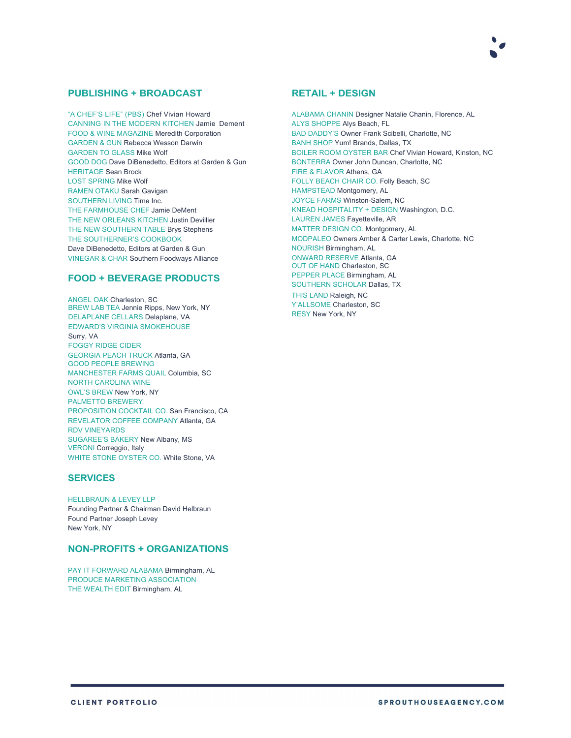## PUBLISHING + BROADCAST

"A CHEF'S LIFE" (PBS) Chef Vivian Howard
CANNING IN THE MODERN KITCHEN Jamie Dement
FOOD & WINE MAGAZINE Meredith Corporation
GARDEN & GUN Rebecca Wesson Darwin
GARDEN TO GLASS Mike Wolf
GOOD DOG Dave DiBenedetto, Editors at Garden & Gun
HERITAGE Sean Brock
LOST SPRING Mike Wolf
RAMEN OTAKU Sarah Gavigan
SOUTHERN LIVING Time Inc.
THE FARMHOUSE CHEF Jamie DeMent
THE NEW ORLEANS KITCHEN Justin Devillier
THE NEW SOUTHERN TABLE Brys Stephens
THE SOUTHERNER'S COOKBOOK
Dave DiBenedetto, Editors at Garden & Gun
VINEGAR & CHAR Southern Foodways Alliance

## FOOD + BEVERAGE PRODUCTS

ANGEL OAK Charleston, SC
BREW LAB TEA Jennie Ripps, New York, NY
DELAPLANE CELLARS Delaplane, VA
EDWARD'S VIRGINIA SMOKEHOUSE
Surry, VA
FOGGY RIDGE CIDER
GEORGIA PEACH TRUCK Atlanta, GA
GOOD PEOPLE BREWING
MANCHESTER FARMS QUAIL Columbia, SC
NORTH CAROLINA WINE
OWL'S BREW New York, NY
PALMETTO BREWERY
PROPOSITION COCKTAIL CO. San Francisco, CA
REVELATOR COFFEE COMPANY Atlanta, GA
RDV VINEYARDS
SUGAREE'S BAKERY New Albany, MS
VERONI Correggio, Italy
WHITE STONE OYSTER CO. White Stone, VA

## SERVICES

HELLBRAUN & LEVEY LLP
Founding Partner & Chairman David Helbraun
Found Partner Joseph Levey
New York, NY

## NON-PROFITS + ORGANIZATIONS

PAY IT FORWARD ALABAMA Birmingham, AL
PRODUCE MARKETING ASSOCIATION
THE WEALTH EDIT Birmingham, AL

## RETAIL + DESIGN

ALABAMA CHANIN Designer Natalie Chanin, Florence, AL
ALYS SHOPPE Alys Beach, FL
BAD DADDY'S Owner Frank Scibelli, Charlotte, NC
BANH SHOP Yum! Brands, Dallas, TX
BOILER ROOM OYSTER BAR Chef Vivian Howard, Kinston, NC
BONTERRA Owner John Duncan, Charlotte, NC
FIRE & FLAVOR Athens, GA
FOLLY BEACH CHAIR CO. Folly Beach, SC
HAMPSTEAD Montgomery, AL
JOYCE FARMS Winston-Salem, NC
KNEAD HOSPITALITY + DESIGN Washington, D.C.
LAUREN JAMES Fayetteville, AR
MATTER DESIGN CO. Montgomery, AL
MODPALEO Owners Amber & Carter Lewis, Charlotte, NC
NOURISH Birmingham, AL
ONWARD RESERVE Atlanta, GA
OUT OF HAND Charleston, SC
PEPPER PLACE Birmingham, AL
SOUTHERN SCHOLAR Dallas, TX
THIS LAND Raleigh, NC
Y'ALLSOME Charleston, SC
RESY New York, NY